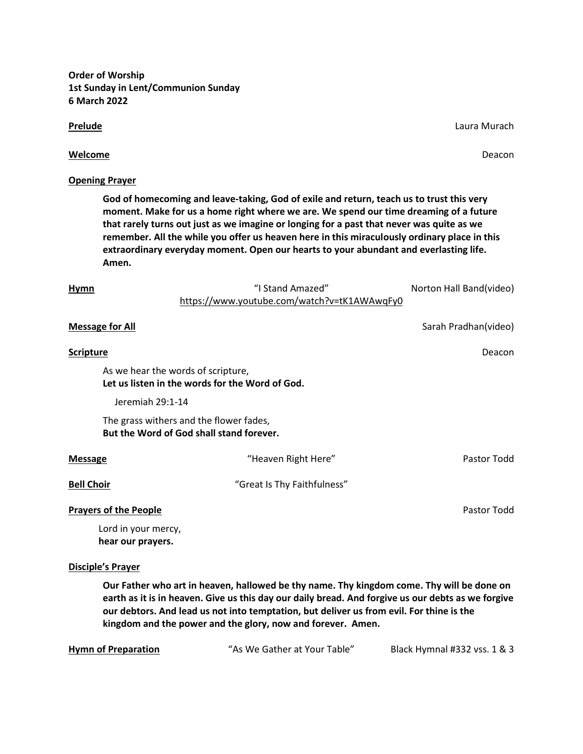**Order of Worship**
**1st Sunday in Lent/Communion Sunday**
**6 March 2022**

**Prelude** Laura Murach

**Welcome** Deacon

**Opening Prayer**

> **God of homecoming and leave-taking, God of exile and return, teach us to trust this very moment. Make for us a home right where we are. We spend our time dreaming of a future that rarely turns out just as we imagine or longing for a past that never was quite as we remember. All the while you offer us heaven here in this miraculously ordinary place in this extraordinary everyday moment. Open our hearts to your abundant and everlasting life. Amen.**

**Hymn** "I Stand Amazed" https://www.youtube.com/watch?v=tK1AWAwqFy0 Norton Hall Band(video)

**Message for All** Sarah Pradhan(video)

**Scripture** Deacon

> As we hear the words of scripture,
> **Let us listen in the words for the Word of God.**
>
> Jeremiah 29:1-14
>
> The grass withers and the flower fades,
> **But the Word of God shall stand forever.**

**Message** "Heaven Right Here" Pastor Todd

**Bell Choir** "Great Is Thy Faithfulness"

**Prayers of the People** Pastor Todd

> Lord in your mercy,
> **hear our prayers.**

**Disciple's Prayer**

> **Our Father who art in heaven, hallowed be thy name. Thy kingdom come. Thy will be done on earth as it is in heaven. Give us this day our daily bread. And forgive us our debts as we forgive our debtors. And lead us not into temptation, but deliver us from evil. For thine is the kingdom and the power and the glory, now and forever. Amen.**

**Hymn of Preparation** "As We Gather at Your Table" Black Hymnal #332 vss. 1 & 3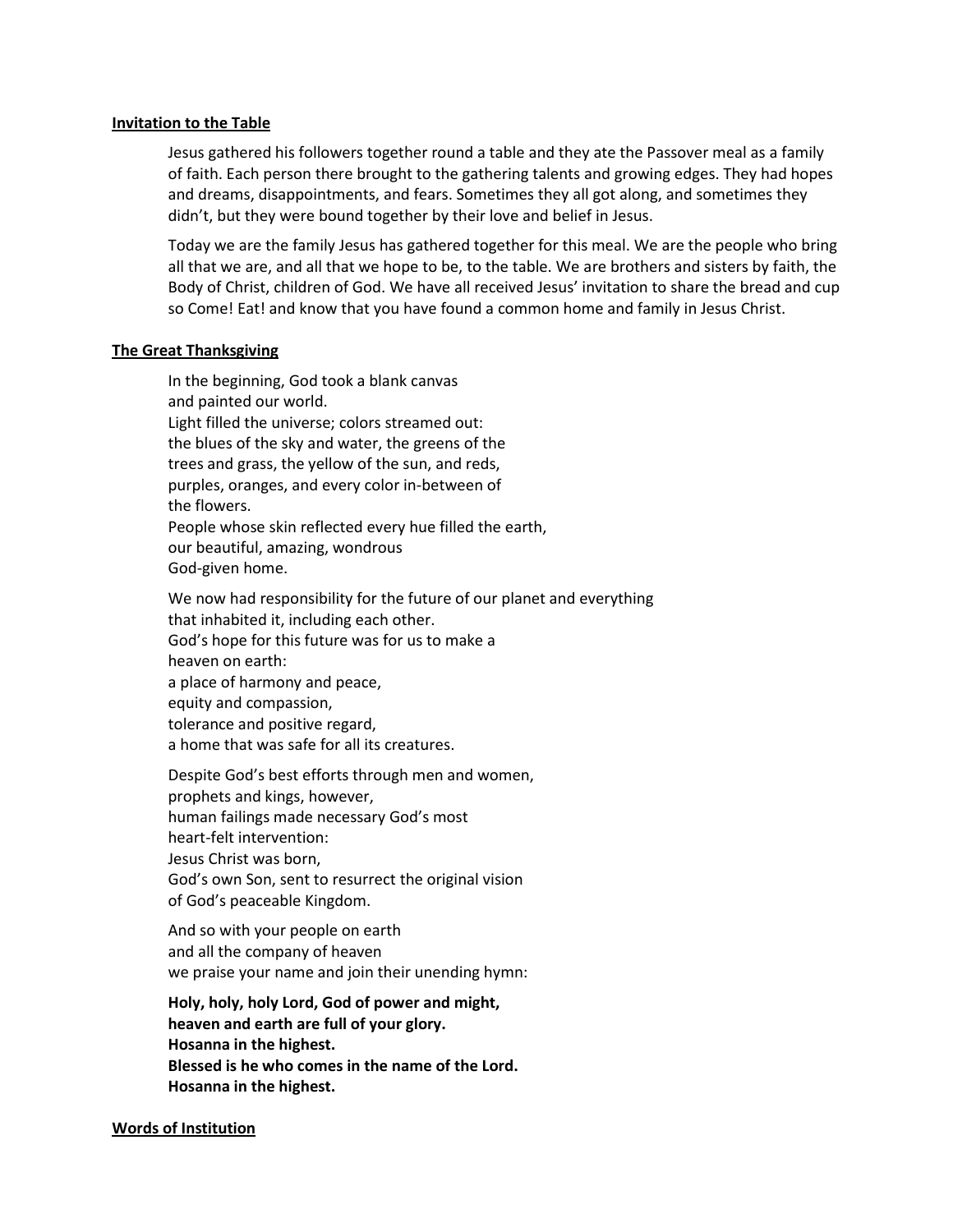**Invitation to the Table**

Jesus gathered his followers together round a table and they ate the Passover meal as a family of faith. Each person there brought to the gathering talents and growing edges. They had hopes and dreams, disappointments, and fears. Sometimes they all got along, and sometimes they didn't, but they were bound together by their love and belief in Jesus.

Today we are the family Jesus has gathered together for this meal. We are the people who bring all that we are, and all that we hope to be, to the table. We are brothers and sisters by faith, the Body of Christ, children of God. We have all received Jesus' invitation to share the bread and cup so Come! Eat! and know that you have found a common home and family in Jesus Christ.

**The Great Thanksgiving**

In the beginning, God took a blank canvas  
and painted our world.  
Light filled the universe; colors streamed out:  
the blues of the sky and water, the greens of the  
trees and grass, the yellow of the sun, and reds,  
purples, oranges, and every color in-between of  
the flowers.  
People whose skin reflected every hue filled the earth,  
our beautiful, amazing, wondrous  
God-given home.

We now had responsibility for the future of our planet and everything  
that inhabited it, including each other.  
God's hope for this future was for us to make a  
heaven on earth:  
a place of harmony and peace,  
equity and compassion,  
tolerance and positive regard,  
a home that was safe for all its creatures.

Despite God's best efforts through men and women,  
prophets and kings, however,  
human failings made necessary God's most  
heart-felt intervention:  
Jesus Christ was born,  
God's own Son, sent to resurrect the original vision  
of God's peaceable Kingdom.

And so with your people on earth  
and all the company of heaven  
we praise your name and join their unending hymn:

**Holy, holy, holy Lord, God of power and might,**  
**heaven and earth are full of your glory.**  
**Hosanna in the highest.**  
**Blessed is he who comes in the name of the Lord.**  
**Hosanna in the highest.**

**Words of Institution**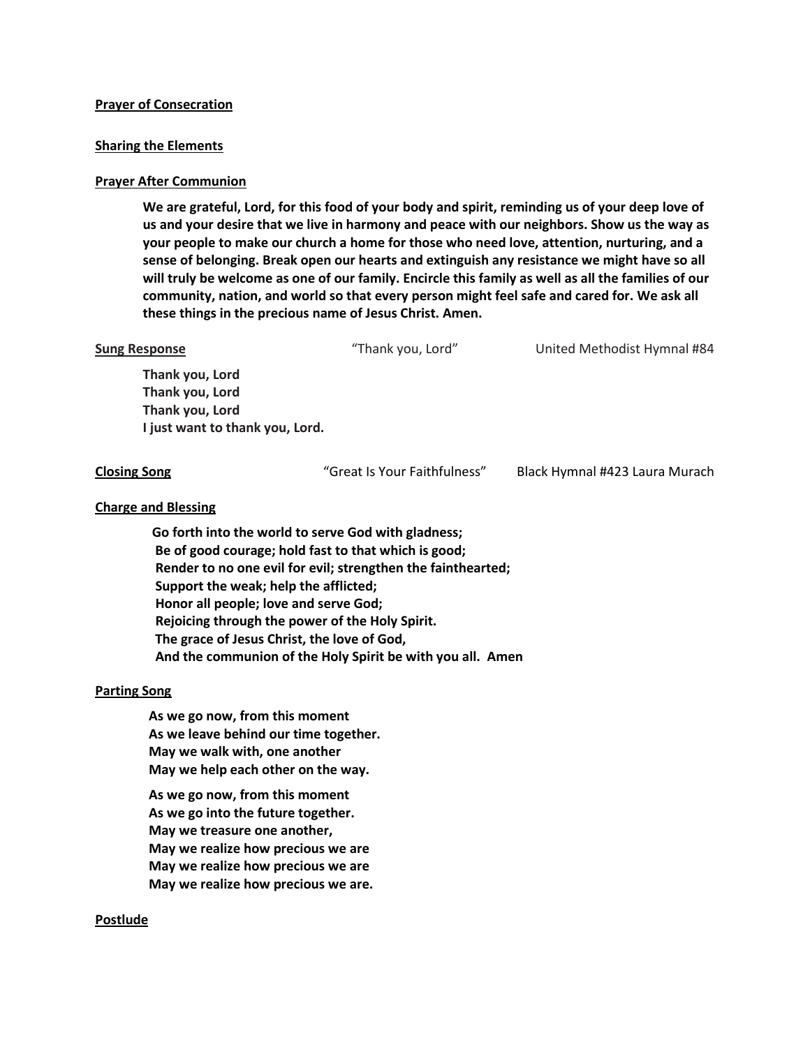**Prayer of Consecration**

**Sharing the Elements**

**Prayer After Communion**

**We are grateful, Lord, for this food of your body and spirit, reminding us of your deep love of us and your desire that we live in harmony and peace with our neighbors. Show us the way as your people to make our church a home for those who need love, attention, nurturing, and a sense of belonging. Break open our hearts and extinguish any resistance we might have so all will truly be welcome as one of our family. Encircle this family as well as all the families of our community, nation, and world so that every person might feel safe and cared for. We ask all these things in the precious name of Jesus Christ. Amen.**

**Sung Response** "Thank you, Lord" United Methodist Hymnal #84

**Thank you, Lord**
**Thank you, Lord**
**Thank you, Lord**
**I just want to thank you, Lord.**

**Closing Song** "Great Is Your Faithfulness" Black Hymnal #423 Laura Murach

**Charge and Blessing**

**Go forth into the world to serve God with gladness;**
**Be of good courage; hold fast to that which is good;**
**Render to no one evil for evil; strengthen the fainthearted;**
**Support the weak; help the afflicted;**
**Honor all people; love and serve God;**
**Rejoicing through the power of the Holy Spirit.**
**The grace of Jesus Christ, the love of God,**
**And the communion of the Holy Spirit be with you all. Amen**

**Parting Song**

**As we go now, from this moment**
**As we leave behind our time together.**
**May we walk with, one another**
**May we help each other on the way.**

**As we go now, from this moment**
**As we go into the future together.**
**May we treasure one another,**
**May we realize how precious we are**
**May we realize how precious we are**
**May we realize how precious we are.**

**Postlude**